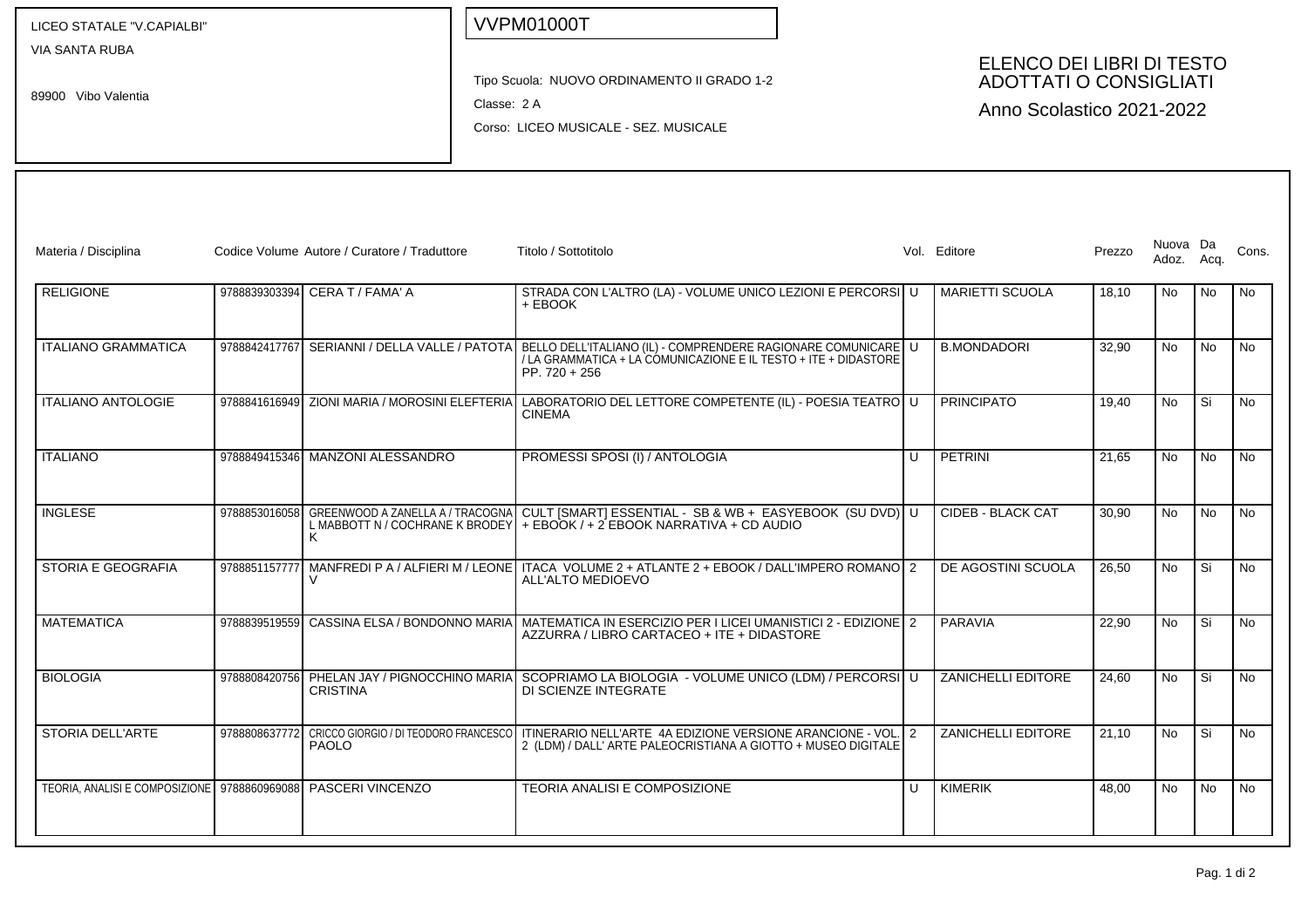LICEO STATALE "V.CAPIALBI"
VIA SANTA RUBA

89900 Vibo Valentia

VVPM01000T

Tipo Scuola: NUOVO ORDINAMENTO II GRADO 1-2
Classe: 2 A
Corso: LICEO MUSICALE - SEZ. MUSICALE

# ELENCO DEI LIBRI DI TESTO ADOTTATI O CONSIGLIATI

Anno Scolastico 2021-2022

| Materia / Disciplina | Codice Volume | Autore / Curatore / Traduttore | Titolo / Sottotitolo | Vol. | Editore | Prezzo | Nuova Adoz. | Da Acq. | Cons. |
|---|---|---|---|---|---|---|---|---|---|
| RELIGIONE | 9788839303394 | CERA T / FAMA' A | STRADA CON L'ALTRO (LA) - VOLUME UNICO LEZIONI E PERCORSI + EBOOK | U | MARIETTI SCUOLA | 18,10 | No | No | No |
| ITALIANO GRAMMATICA | 9788842417767 | SERIANNI / DELLA VALLE / PATOTA | BELLO DELL'ITALIANO (IL) - COMPRENDERE RAGIONARE COMUNICARE / LA GRAMMATICA + LA COMUNICAZIONE E IL TESTO + ITE + DIDASTORE PP. 720 + 256 | U | B.MONDADORI | 32,90 | No | No | No |
| ITALIANO ANTOLOGIE | 9788841616949 | ZIONI MARIA / MOROSINI ELEFTERIA | LABORATORIO DEL LETTORE COMPETENTE (IL) - POESIA TEATRO CINEMA | U | PRINCIPATO | 19,40 | No | Si | No |
| ITALIANO | 9788849415346 | MANZONI ALESSANDRO | PROMESSI SPOSI (I) / ANTOLOGIA | U | PETRINI | 21,65 | No | No | No |
| INGLESE | 9788853016058 | GREENWOOD A ZANELLA A / TRACOGNA L MABBOTT N / COCHRANE K BRODEY K | CULT [SMART] ESSENTIAL - SB & WB + EASYEBOOK (SU DVD) + EBOOK / + 2 EBOOK NARRATIVA + CD AUDIO | U | CIDEB - BLACK CAT | 30,90 | No | No | No |
| STORIA E GEOGRAFIA | 9788851157777 | MANFREDI P A / ALFIERI M / LEONE V | ITACA VOLUME 2 + ATLANTE 2 + EBOOK / DALL'IMPERO ROMANO ALL'ALTO MEDIOEVO | 2 | DE AGOSTINI SCUOLA | 26,50 | No | Si | No |
| MATEMATICA | 9788839519559 | CASSINA ELSA / BONDONNO MARIA | MATEMATICA IN ESERCIZIO PER I LICEI UMANISTICI 2 - EDIZIONE AZZURRA / LIBRO CARTACEO + ITE + DIDASTORE | 2 | PARAVIA | 22,90 | No | Si | No |
| BIOLOGIA | 9788808420756 | PHELAN JAY / PIGNOCCHINO MARIA CRISTINA | SCOPRIAMO LA BIOLOGIA - VOLUME UNICO (LDM) / PERCORSI DI SCIENZE INTEGRATE | U | ZANICHELLI EDITORE | 24,60 | No | Si | No |
| STORIA DELL'ARTE | 9788808637772 | CRICCO GIORGIO / DI TEODORO FRANCESCO PAOLO | ITINERARIO NELL'ARTE 4A EDIZIONE VERSIONE ARANCIONE - VOL. 2 (LDM) / DALL' ARTE PALEOCRISTIANA A GIOTTO + MUSEO DIGITALE | 2 | ZANICHELLI EDITORE | 21,10 | No | Si | No |
| TEORIA, ANALISI E COMPOSIZIONE | 9788860969088 | PASCERI VINCENZO | TEORIA ANALISI E COMPOSIZIONE | U | KIMERIK | 48,00 | No | No | No |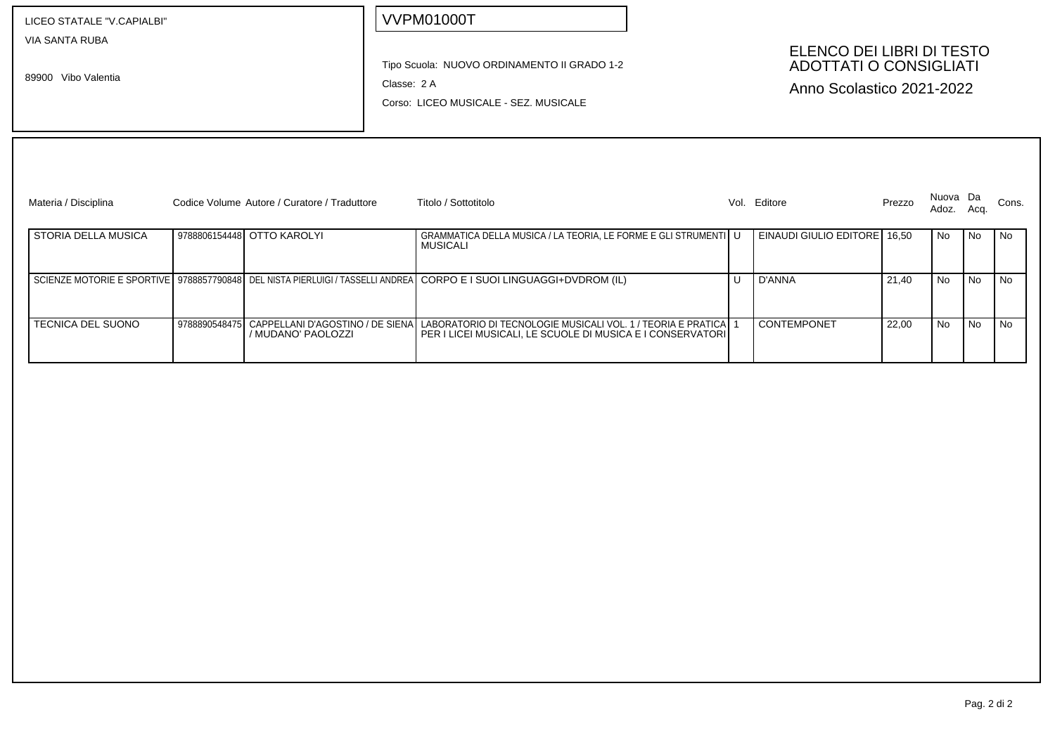LICEO STATALE "V.CAPIALBI"
VIA SANTA RUBA

89900 Vibo Valentia

VVPM01000T

Tipo Scuola: NUOVO ORDINAMENTO II GRADO 1-2

Classe: 2 A

Corso: LICEO MUSICALE - SEZ. MUSICALE

# ELENCO DEI LIBRI DI TESTO ADOTTATI O CONSIGLIATI

Anno Scolastico 2021-2022

| Materia / Disciplina | Codice Volume | Autore / Curatore / Traduttore | Titolo / Sottotitolo | Vol. | Editore | Prezzo | Nuova Adoz. | Da Acq. | Cons. |
|---|---|---|---|---|---|---|---|---|---|
| STORIA DELLA MUSICA | 9788806154448 | OTTO KAROLYI | GRAMMATICA DELLA MUSICA / LA TEORIA, LE FORME E GLI STRUMENTI MUSICALI | U | EINAUDI GIULIO EDITORE | 16,50 | No | No | No |
| SCIENZE MOTORIE E SPORTIVE | 9788857790848 | DEL NISTA PIERLUIGI / TASSELLI ANDREA | CORPO E I SUOI LINGUAGGI+DVDROM (IL) | U | D'ANNA | 21,40 | No | No | No |
| TECNICA DEL SUONO | 9788890548475 | CAPPELLANI D'AGOSTINO / DE SIENA / MUDANO' PAOLOZZI | LABORATORIO DI TECNOLOGIE MUSICALI VOL. 1 / TEORIA E PRATICA PER I LICEI MUSICALI, LE SCUOLE DI MUSICA E I CONSERVATORI | 1 | CONTEMPONET | 22,00 | No | No | No |